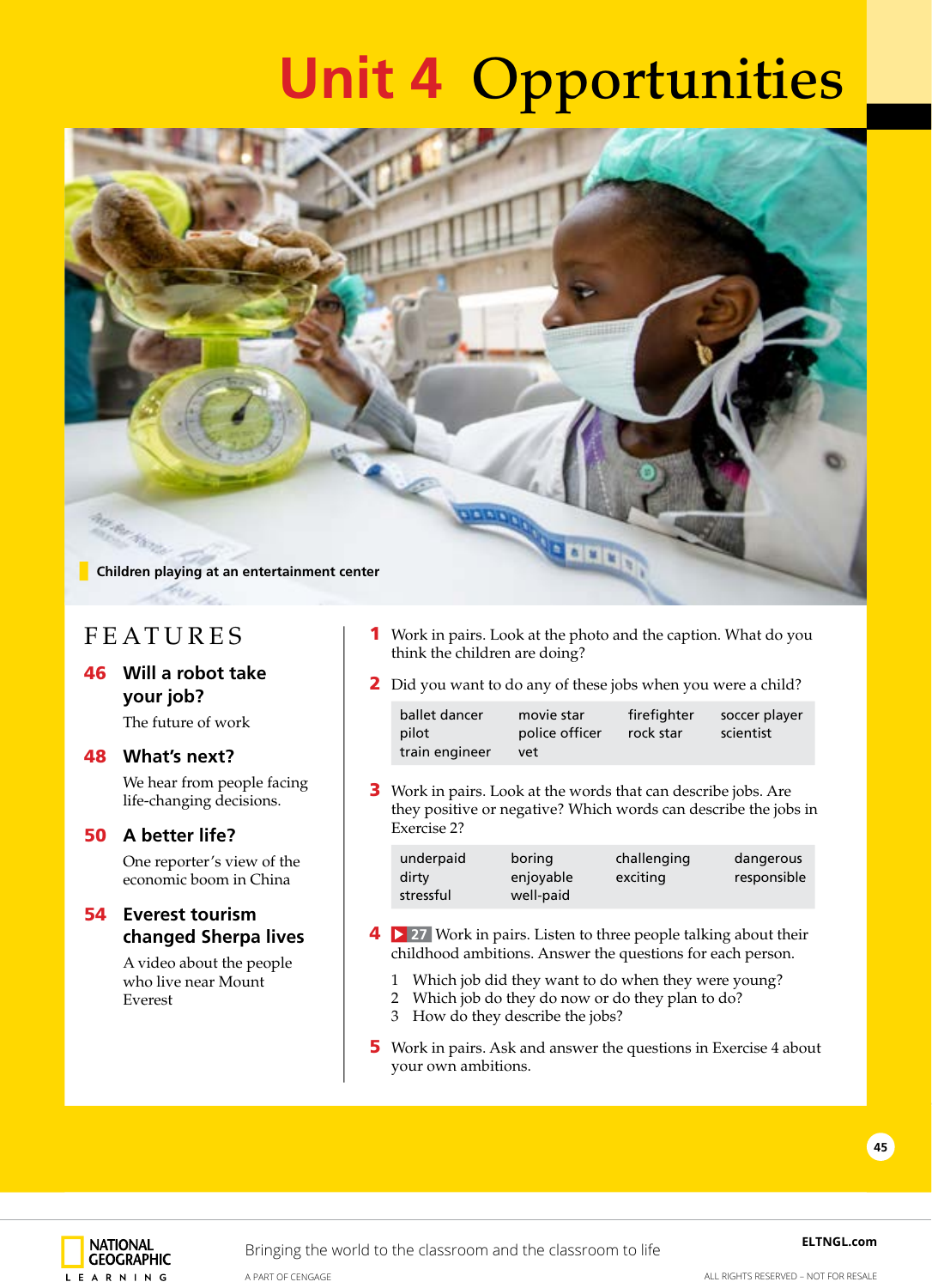# Unit 4 Opportunities

Children playing at an entertainment center

## FEATURES

**46 Will a robot take your job?**

The future of work

**48 What's next?**

We hear from people facing life-changing decisions.

**50 A better life?**

One reporter's view of the economic boom in China

**54 Everest tourism changed Sherpa lives**

A video about the people who live near Mount Everest

**1** Work in pairs. Look at the photo and the caption. What do you think the children are doing?

**2** Did you want to do any of these jobs when you were a child?

| | | | |
|---|---|---|---|
| ballet dancer | movie star | firefighter | soccer player |
| pilot | police officer | rock star | scientist |
| train engineer | vet | | |

**3** Work in pairs. Look at the words that can describe jobs. Are they positive or negative? Which words can describe the jobs in Exercise 2?

| | | | |
|---|---|---|---|
| underpaid | boring | challenging | dangerous |
| dirty | enjoyable | exciting | responsible |
| stressful | well-paid | | |

**4** ▶ 27 Work in pairs. Listen to three people talking about their childhood ambitions. Answer the questions for each person.

1 Which job did they want to do when they were young?
2 Which job do they do now or do they plan to do?
3 How do they describe the jobs?

**5** Work in pairs. Ask and answer the questions in Exercise 4 about your own ambitions.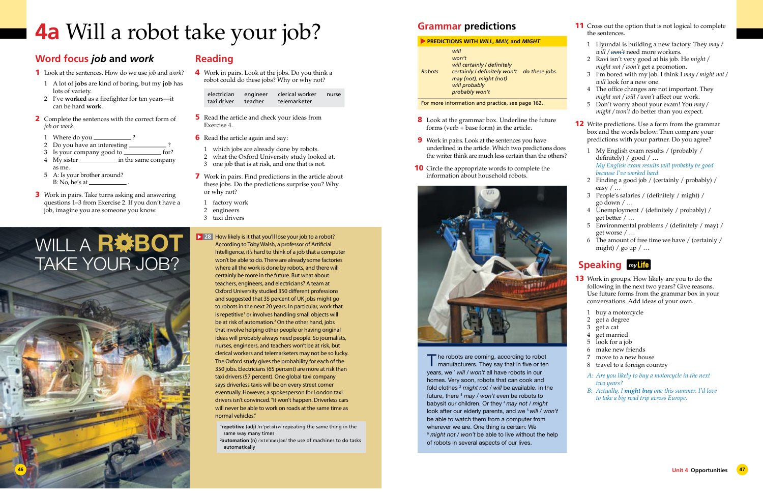# 4a Will a robot take your job?

## Word focus *job* and *work*

**1** Look at the sentences. How do we use *job* and *work*?

1. A lot of **jobs** are kind of boring, but my **job** has lots of variety.
2. I've **worked** as a firefighter for ten years—it can be hard **work**.

**2** Complete the sentences with the correct form of *job* or *work*.

1. Where do you __________ ?
2. Do you have an interesting __________ ?
3. Is your company good to __________ for?
4. My sister __________ in the same company as me.
5. A: Is your brother around?
   B: No, he's at __________ .

**3** Work in pairs. Take turns asking and answering questions 1–3 from Exercise 2. If you don't have a job, imagine you are someone you know.

## Reading

**4** Work in pairs. Look at the jobs. Do you think a robot could do these jobs? Why or why not?

| electrician | engineer | clerical worker | nurse |
|---|---|---|---|
| taxi driver | teacher | telemarketer | |

**5** Read the article and check your ideas from Exercise 4.

**6** Read the article again and say:

1. which jobs are already done by robots.
2. what the Oxford University study looked at.
3. one job that is at risk, and one that is not.

**7** Work in pairs. Find predictions in the article about these jobs. Do the predictions surprise you? Why or why not?

1. factory work
2. engineers
3. taxi drivers

### WILL A ROBOT TAKE YOUR JOB?

28 How likely is it that you'll lose your job to a robot? According to Toby Walsh, a professor of Artificial Intelligence, it's hard to think of a job that a computer won't be able to do. There are already some factories where all the work is done by robots, and there will certainly be more in the future. But what about teachers, engineers, and electricians? A team at Oxford University studied 350 different professions and suggested that 35 percent of UK jobs might go to robots in the next 20 years. In particular, work that is repetitive[1] or involves handling small objects will be at risk of automation.[2] On the other hand, jobs that involve helping other people or having original ideas will probably always need people. So journalists, nurses, engineers, and teachers won't be at risk, but clerical workers and telemarketers may not be so lucky. The Oxford study gives the probability for each of the 350 jobs. Electricians (65 percent) are more at risk than taxi drivers (57 percent). One global taxi company says driverless taxis will be on every street corner eventually. However, a spokesperson for London taxi drivers isn't convinced. "It won't happen. Driverless cars will never be able to work on roads at the same time as normal vehicles."

[1]**repetitive** (adj) /rɪˈpetətɪv/ repeating the same thing in the same way many times
[2]**automation** (n) /ɔːtəˈmeɪʃən/ the use of machines to do tasks automatically

## Grammar predictions

**PREDICTIONS WITH *WILL, MAY,* and *MIGHT***

| | | |
|---|---|---|
| Robots | will<br>won't<br>will certainly / definitely<br>certainly / definitely won't<br>may (not), might (not)<br>will probably<br>probably won't | do these jobs. |

For more information and practice, see page 162.

**8** Look at the grammar box. Underline the future forms (verb + base form) in the article.

**9** Work in pairs. Look at the sentences you have underlined in the article. Which two predictions does the writer think are much less certain than the others?

**10** Circle the appropriate words to complete the information about household robots.

The robots are coming, according to robot manufacturers. They say that in five or ten years, we [1] *will / won't* all have robots in our homes. Very soon, robots that can cook and fold clothes [2] *might not / will* be available. In the future, there [3] *may / won't* even be robots to babysit our children. Or they [4] *may not / might* look after our elderly parents, and we [5] *will / won't* be able to watch them from a computer from wherever we are. One thing is certain: We [6] *might not / won't* be able to live without the help of robots in several aspects of our lives.

**11** Cross out the option that is not logical to complete the sentences.

1. Hyundai is building a new factory. They *may / will / ~~won't~~* need more workers.
2. Ravi isn't very good at his job. He *might / might not / won't* get a promotion.
3. I'm bored with my job. I think I *may / might not / will* look for a new one.
4. The office changes are not important. They *might not / will / won't* affect our work.
5. Don't worry about your exam! You *may / might / won't* do better than you expect.

**12** Write predictions. Use a form from the grammar box and the words below. Then compare your predictions with your partner. Do you agree?

1. My English exam results / (probably / definitely) / good / …
   *My English exam results will probably be good because I've worked hard.*
2. Finding a good job / (certainly / probably) / easy / …
3. People's salaries / (definitely / might) / go down / …
4. Unemployment / (definitely / probably) / get better / …
5. Environmental problems / (definitely / may) / get worse / …
6. The amount of free time we have / (certainly / might) / go up / …

## Speaking *myLife*

**13** Work in groups. How likely are you to do the following in the next two years? Give reasons. Use future forms from the grammar box in your conversations. Add ideas of your own.

1. buy a motorcycle
2. get a degree
3. get a cat
4. get married
5. look for a job
6. make new friends
7. move to a new house
8. travel to a foreign country

*A: Are you likely to buy a motorcycle in the next two years?*
*B: Actually, I **might buy** one this summer. I'd love to take a big road trip across Europe.*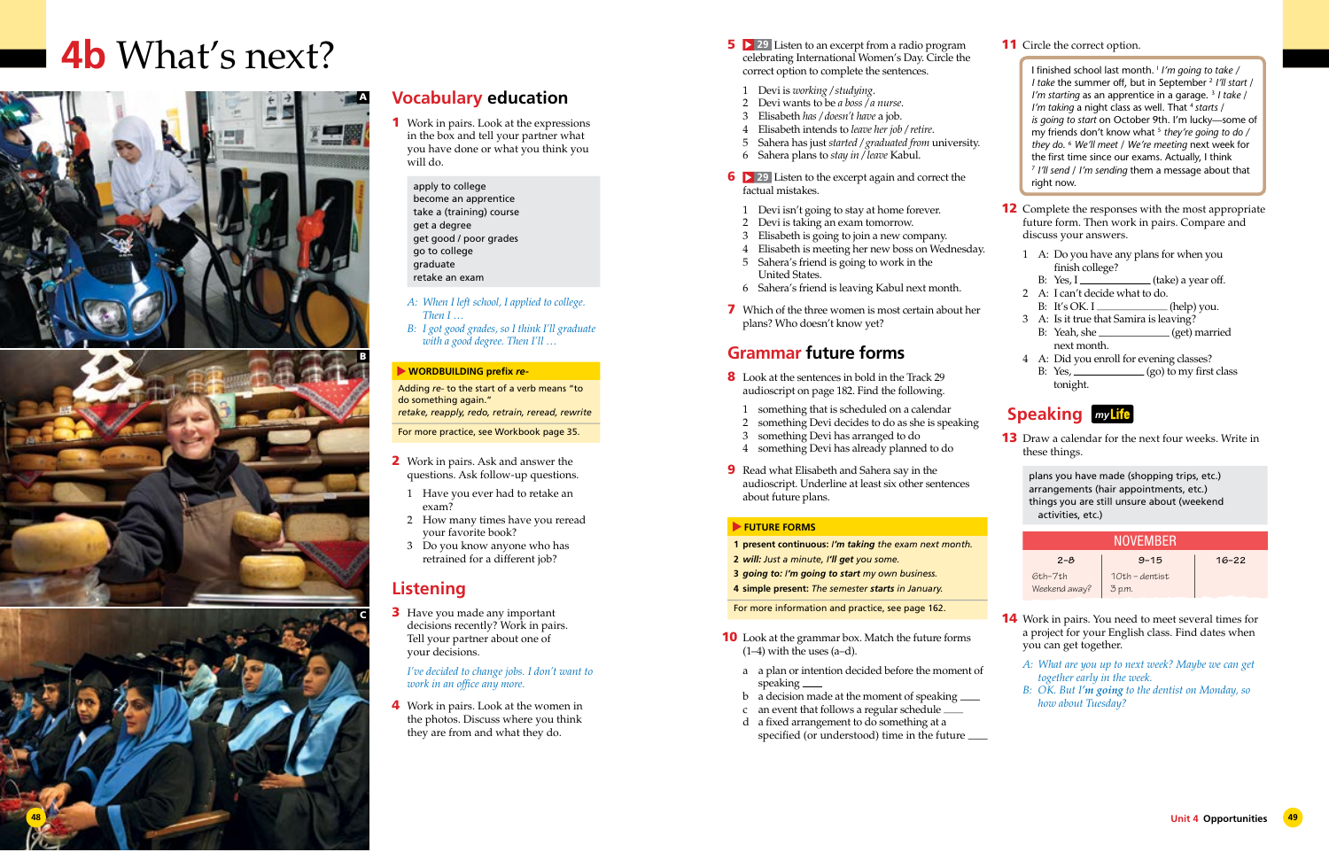# 4b What's next?

## Vocabulary education

**1** Work in pairs. Look at the expressions in the box and tell your partner what you have done or what you think you will do.

apply to college
become an apprentice
take a (training) course
get a degree
get good / poor grades
go to college
graduate
retake an exam

*A: When I left school, I applied to college. Then I …*
*B: I got good grades, so I think I'll graduate with a good degree. Then I'll …*

**WORDBUILDING prefix *re-***

Adding *re-* to the start of a verb means "to do something again."
*retake, reapply, redo, retrain, reread, rewrite*

For more practice, see Workbook page 35.

**2** Work in pairs. Ask and answer the questions. Ask follow-up questions.

1 Have you ever had to retake an exam?
2 How many times have you reread your favorite book?
3 Do you know anyone who has retrained for a different job?

## Listening

**3** Have you made any important decisions recently? Work in pairs. Tell your partner about one of your decisions.

*I've decided to change jobs. I don't want to work in an office any more.*

**4** Work in pairs. Look at the women in the photos. Discuss where you think they are from and what they do.

**5** 29 Listen to an excerpt from a radio program celebrating International Women's Day. Circle the correct option to complete the sentences.

1 Devi is *working / studying*.
2 Devi wants to be *a boss / a nurse*.
3 Elisabeth *has / doesn't have* a job.
4 Elisabeth intends to *leave her job / retire*.
5 Sahera has just *started / graduated from* university.
6 Sahera plans to *stay in / leave* Kabul.

**6** 29 Listen to the excerpt again and correct the factual mistakes.

1 Devi isn't going to stay at home forever.
2 Devi is taking an exam tomorrow.
3 Elisabeth is going to join a new company.
4 Elisabeth is meeting her new boss on Wednesday.
5 Sahera's friend is going to work in the United States.
6 Sahera's friend is leaving Kabul next month.

**7** Which of the three women is most certain about her plans? Who doesn't know yet?

## Grammar future forms

**8** Look at the sentences in bold in the Track 29 audioscript on page 182. Find the following.

1 something that is scheduled on a calendar
2 something Devi decides to do as she is speaking
3 something Devi has arranged to do
4 something Devi has already planned to do

**9** Read what Elisabeth and Sahera say in the audioscript. Underline at least six other sentences about future plans.

**FUTURE FORMS**

1 **present continuous:** *I'm **taking** the exam next month.*
2 ***will:*** *Just a minute, **I'll get** you some.*
3 ***going to:*** ***I'm going to start** my own business.*
4 **simple present:** *The semester **starts** in January.*

For more information and practice, see page 162.

**10** Look at the grammar box. Match the future forms (1–4) with the uses (a–d).

a a plan or intention decided before the moment of speaking ___
b a decision made at the moment of speaking ___
c an event that follows a regular schedule ___
d a fixed arrangement to do something at a specified (or understood) time in the future ___

**11** Circle the correct option.

I finished school last month. [1] *I'm going to take / I take* the summer off, but in September [2] *I'll start / I'm starting* as an apprentice in a garage. [3] *I take / I'm taking* a night class as well. That [4] *starts / is going to start* on October 9th. I'm lucky—some of my friends don't know what [5] *they're going to do / they do*. [6] *We'll meet / We're meeting* next week for the first time since our exams. Actually, I think [7] *I'll send / I'm sending* them a message about that right now.

**12** Complete the responses with the most appropriate future form. Then work in pairs. Compare and discuss your answers.

1 A: Do you have any plans for when you finish college?
B: Yes, I __________ (take) a year off.
2 A: I can't decide what to do.
B: It's OK. I __________ (help) you.
3 A: Is it true that Samira is leaving?
B: Yeah, she __________ (get) married next month.
4 A: Did you enroll for evening classes?
B: Yes, __________ (go) to my first class tonight.

## Speaking myLife

**13** Draw a calendar for the next four weeks. Write in these things.

plans you have made (shopping trips, etc.)
arrangements (hair appointments, etc.)
things you are still unsure about (weekend activities, etc.)

| NOVEMBER | | |
|---|---|---|
| 2–8 | 9–15 | 16–22 |
| 6th–7th Weekend away? | 10th – dentist 3 p.m. | |

**14** Work in pairs. You need to meet several times for a project for your English class. Find dates when you can get together.

*A: What are you up to next week? Maybe we can get together early in the week.*
*B: OK. But **I'm going** to the dentist on Monday, so how about Tuesday?*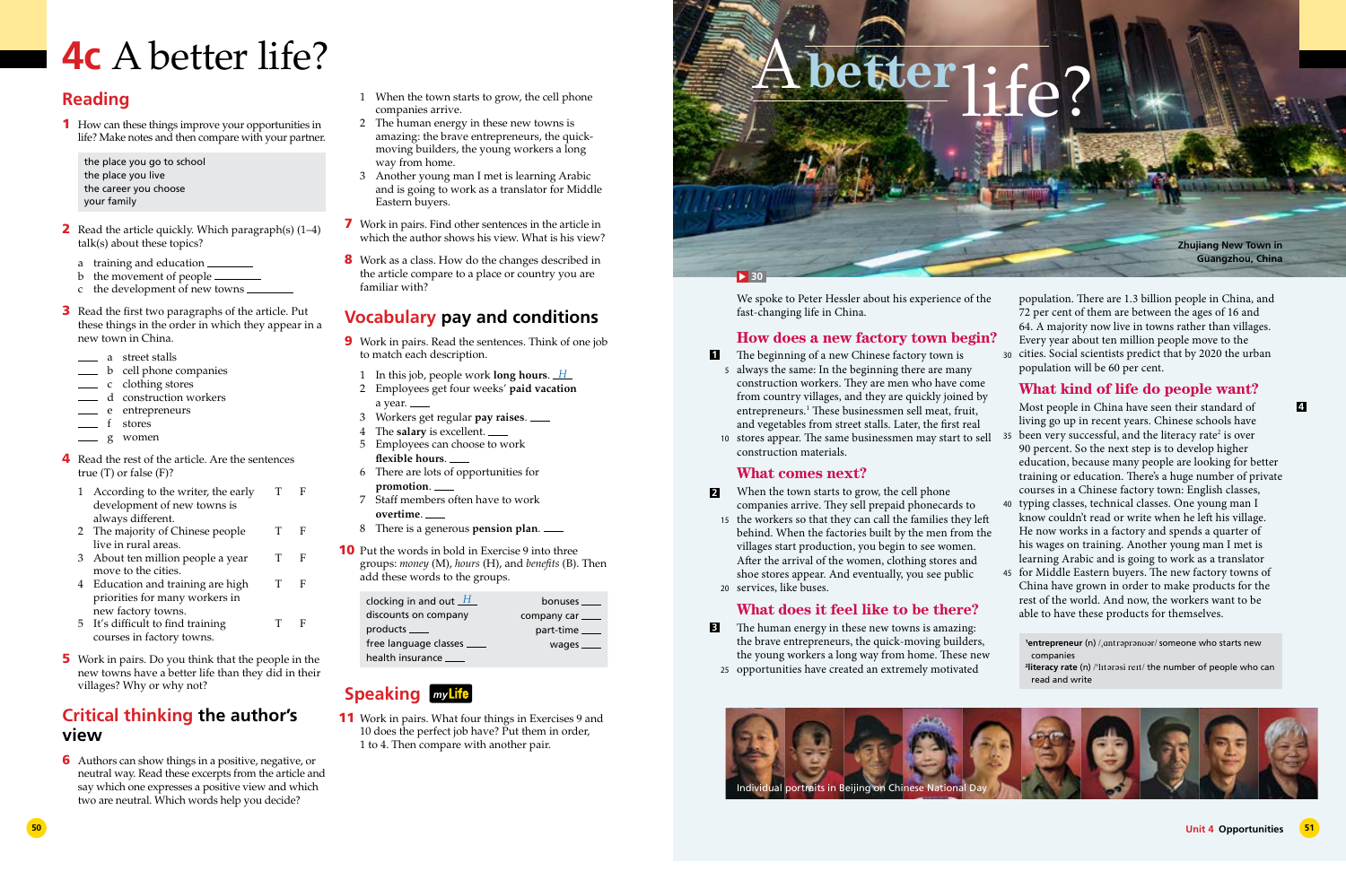# 4c A better life?

## Reading

**1** How can these things improve your opportunities in life? Make notes and then compare with your partner.

> the place you go to school
> the place you live
> the career you choose
> your family

**2** Read the article quickly. Which paragraph(s) (1–4) talk(s) about these topics?

a training and education ________
b the movement of people ________
c the development of new towns ________

**3** Read the first two paragraphs of the article. Put these things in the order in which they appear in a new town in China.

___ a street stalls
___ b cell phone companies
___ c clothing stores
___ d construction workers
___ e entrepreneurs
___ f stores
___ g women

**4** Read the rest of the article. Are the sentences true (T) or false (F)?

1 According to the writer, the early development of new towns is always different. T F
2 The majority of Chinese people live in rural areas. T F
3 About ten million people a year move to the cities. T F
4 Education and training are high priorities for many workers in new factory towns. T F
5 It's difficult to find training courses in factory towns. T F

**5** Work in pairs. Do you think that the people in the new towns have a better life than they did in their villages? Why or why not?

## Critical thinking the author's view

**6** Authors can show things in a positive, negative, or neutral way. Read these excerpts from the article and say which one expresses a positive view and which two are neutral. Which words help you decide?

1 When the town starts to grow, the cell phone companies arrive.
2 The human energy in these new towns is amazing: the brave entrepreneurs, the quick-moving builders, the young workers a long way from home.
3 Another young man I met is learning Arabic and is going to work as a translator for Middle Eastern buyers.

**7** Work in pairs. Find other sentences in the article in which the author shows his view. What is his view?

**8** Work as a class. How do the changes described in the article compare to a place or country you are familiar with?

## Vocabulary pay and conditions

**9** Work in pairs. Read the sentences. Think of one job to match each description.

1 In this job, people work **long hours**. _H_
2 Employees get four weeks' **paid vacation** a year. ___
3 Workers get regular **pay raises**. ___
4 The **salary** is excellent. ___
5 Employees can choose to work **flexible hours**. ___
6 There are lots of opportunities for **promotion**. ___
7 Staff members often have to work **overtime**. ___
8 There is a generous **pension plan**. ___

**10** Put the words in bold in Exercise 9 into three groups: *money* (M), *hours* (H), and *benefits* (B). Then add these words to the groups.

> clocking in and out _H_
> discounts on company products ___
> free language classes ___
> health insurance ___
> bonuses ___
> company car ___
> part-time ___
> wages ___

## Speaking *my Life*

**11** Work in pairs. What four things in Exercises 9 and 10 does the perfect job have? Put them in order, 1 to 4. Then compare with another pair.

# A better life?

Zhujiang New Town in Guangzhou, China

▶ 30

We spoke to Peter Hessler about his experience of the fast-changing life in China.

### How does a new factory town begin?

**1** The beginning of a new Chinese factory town is always the same: In the beginning there are many construction workers. They are men who have come from country villages, and they are quickly joined by entrepreneurs.[1] These businessmen sell meat, fruit, and vegetables from street stalls. Later, the first real stores appear. The same businessmen may start to sell construction materials.

### What comes next?

**2** When the town starts to grow, the cell phone companies arrive. They sell prepaid phonecards to the workers so that they can call the families they left behind. When the factories built by the men from the villages start production, you begin to see women. After the arrival of the women, clothing stores and shoe stores appear. And eventually, you see public services, like buses.

### What does it feel like to be there?

**3** The human energy in these new towns is amazing: the brave entrepreneurs, the quick-moving builders, the young workers a long way from home. These new opportunities have created an extremely motivated population. There are 1.3 billion people in China, and 72 per cent of them are between the ages of 16 and 64. A majority now live in towns rather than villages. Every year about ten million people move to the cities. Social scientists predict that by 2020 the urban population will be 60 per cent.

### What kind of life do people want?

**4** Most people in China have seen their standard of living go up in recent years. Chinese schools have been very successful, and the literacy rate[2] is over 90 percent. So the next step is to develop higher education, because many people are looking for better training or education. There's a huge number of private courses in a Chinese factory town: English classes, typing classes, technical classes. One young man I know couldn't read or write when he left his village. He now works in a factory and spends a quarter of his wages on training. Another young man I met is learning Arabic and is going to work as a translator for Middle Eastern buyers. The new factory towns of China have grown in order to make products for the rest of the world. And now, the workers want to be able to have these products for themselves.

[1]**entrepreneur** (n) /ˌɑntrəprənɜr/ someone who starts new companies
[2]**literacy rate** (n) /ˈlɪtərəsi reɪt/ the number of people who can read and write

Individual portraits in Beijing on Chinese National Day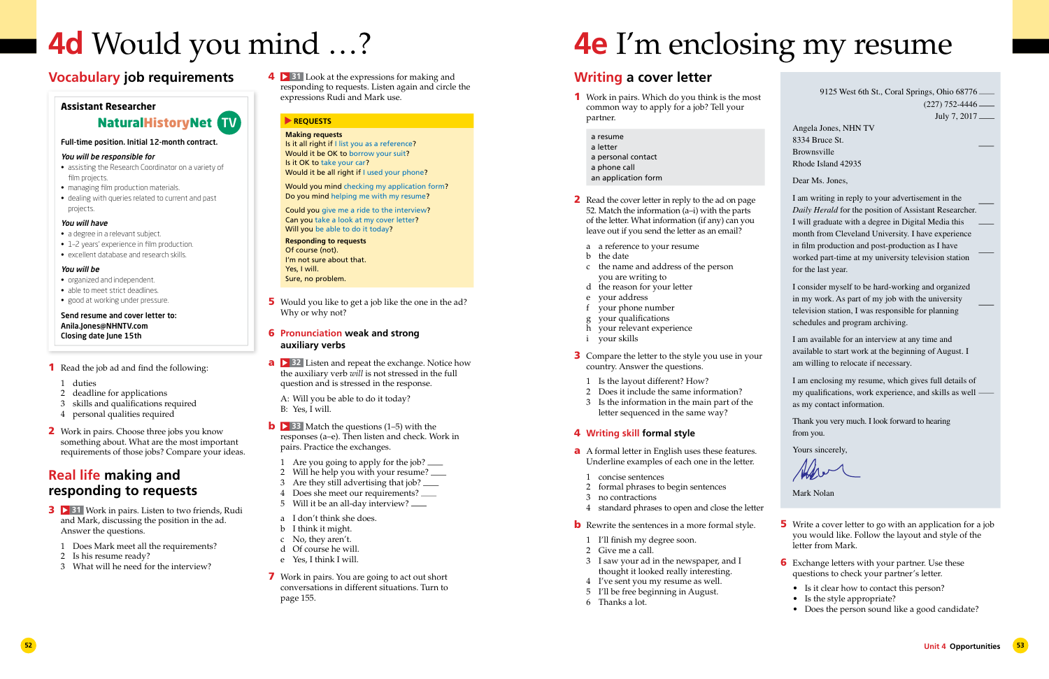# 4d Would you mind …?

## Vocabulary job requirements

**Assistant Researcher**

**NaturalHistoryNet TV**

**Full-time position. Initial 12-month contract.**

***You will be responsible for***

- assisting the Research Coordinator on a variety of film projects.
- managing film production materials.
- dealing with queries related to current and past projects.

***You will have***

- a degree in a relevant subject.
- 1–2 years' experience in film production.
- excellent database and research skills.

***You will be***

- organized and independent.
- able to meet strict deadlines.
- good at working under pressure.

**Send resume and cover letter to:**
**Anila.Jones@NHNTV.com**
**Closing date June 15th**

**1** Read the job ad and find the following:

1. duties
2. deadline for applications
3. skills and qualifications required
4. personal qualities required

**2** Work in pairs. Choose three jobs you know something about. What are the most important requirements of those jobs? Compare your ideas.

## Real life making and responding to requests

**3** ▶ 31 Work in pairs. Listen to two friends, Rudi and Mark, discussing the position in the ad. Answer the questions.

1. Does Mark meet all the requirements?
2. Is his resume ready?
3. What will he need for the interview?

**4** ▶ 31 Look at the expressions for making and responding to requests. Listen again and circle the expressions Rudi and Mark use.

**REQUESTS**

**Making requests**
Is it all right if I list you as a reference?
Would it be OK to borrow your suit?
Is it OK to take your car?
Would it be all right if I used your phone?

Would you mind checking my application form?
Do you mind helping me with my resume?

Could you give me a ride to the interview?
Can you take a look at my cover letter?
Will you be able to do it today?

**Responding to requests**
Of course (not).
I'm not sure about that.
Yes, I will.
Sure, no problem.

**5** Would you like to get a job like the one in the ad? Why or why not?

**6** **Pronunciation** weak and strong auxiliary verbs

**a** ▶ 32 Listen and repeat the exchange. Notice how the auxiliary verb *will* is not stressed in the full question and is stressed in the response.

A: Will you be able to do it today?
B: Yes, I will.

**b** ▶ 33 Match the questions (1–5) with the responses (a–e). Then listen and check. Work in pairs. Practice the exchanges.

1. Are you going to apply for the job? ___
2. Will he help you with your resume? ___
3. Are they still advertising that job? ___
4. Does she meet our requirements? ___
5. Will it be an all-day interview? ___

a. I don't think she does.
b. I think it might.
c. No, they aren't.
d. Of course he will.
e. Yes, I think I will.

**7** Work in pairs. You are going to act out short conversations in different situations. Turn to page 155.

# 4e I'm enclosing my resume

## Writing a cover letter

**1** Work in pairs. Which do you think is the most common way to apply for a job? Tell your partner.

- a resume
- a letter
- a personal contact
- a phone call
- an application form

**2** Read the cover letter in reply to the ad on page 52. Match the information (a–i) with the parts of the letter. What information (if any) can you leave out if you send the letter as an email?

a. a reference to your resume
b. the date
c. the name and address of the person you are writing to
d. the reason for your letter
e. your address
f. your phone number
g. your qualifications
h. your relevant experience
i. your skills

**3** Compare the letter to the style you use in your country. Answer the questions.

1. Is the layout different? How?
2. Does it include the same information?
3. Is the information in the main part of the letter sequenced in the same way?

**4** **Writing skill** formal style

**a** A formal letter in English uses these features. Underline examples of each one in the letter.

1. concise sentences
2. formal phrases to begin sentences
3. no contractions
4. standard phrases to open and close the letter

**b** Rewrite the sentences in a more formal style.

1. I'll finish my degree soon.
2. Give me a call.
3. I saw your ad in the newspaper, and I thought it looked really interesting.
4. I've sent you my resume as well.
5. I'll be free beginning in August.
6. Thanks a lot.

9125 West 6th St., Coral Springs, Ohio 68776 ___
(227) 752-4446 ___
July 7, 2017 ___

Angela Jones, NHN TV
8334 Bruce St.
Brownsville
Rhode Island 42935 ___

Dear Ms. Jones,

I am writing in reply to your advertisement in the *Daily Herald* for the position of Assistant Researcher. ___ I will graduate with a degree in Digital Media this ___ month from Cleveland University. I have experience in film production and post-production as I have ___ worked part-time at my university television station for the last year.

I consider myself to be hard-working and organized in my work. As part of my job with the university ___ television station, I was responsible for planning schedules and program archiving.

I am available for an interview at any time and available to start work at the beginning of August. I am willing to relocate if necessary.

I am enclosing my resume, which gives full details of my qualifications, work experience, and skills as well ___ as my contact information.

Thank you very much. I look forward to hearing from you.

Yours sincerely,

Mark Nolan

**5** Write a cover letter to go with an application for a job you would like. Follow the layout and style of the letter from Mark.

**6** Exchange letters with your partner. Use these questions to check your partner's letter.

- Is it clear how to contact this person?
- Is the style appropriate?
- Does the person sound like a good candidate?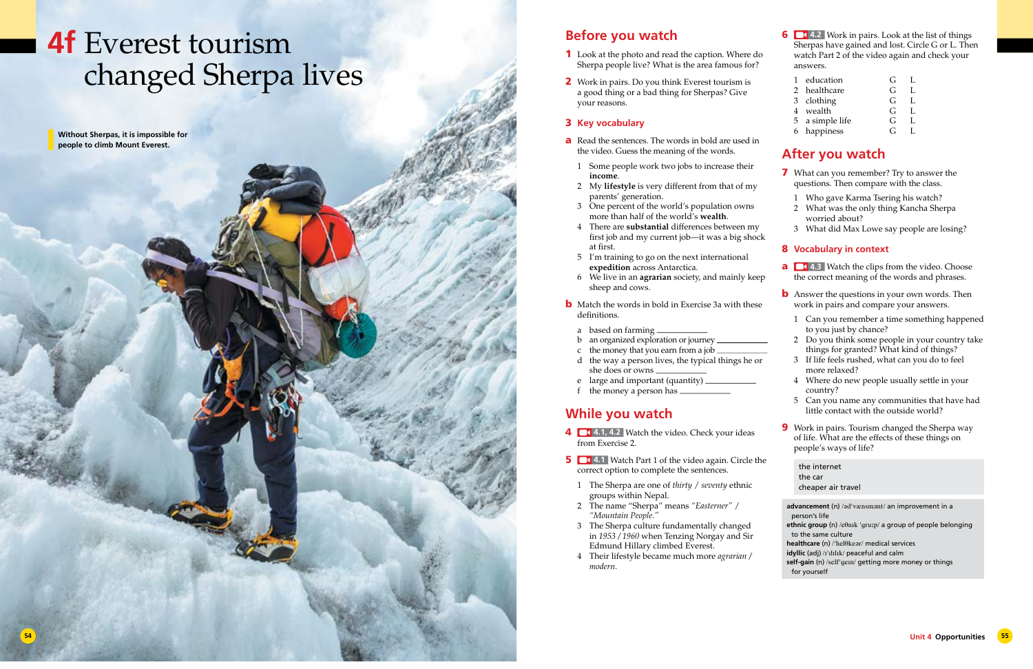# 4f Everest tourism changed Sherpa lives

**Without Sherpas, it is impossible for people to climb Mount Everest.**

## Before you watch

**1** Look at the photo and read the caption. Where do Sherpa people live? What is the area famous for?

**2** Work in pairs. Do you think Everest tourism is a good thing or a bad thing for Sherpas? Give your reasons.

**3 Key vocabulary**

**a** Read the sentences. The words in bold are used in the video. Guess the meaning of the words.

1. Some people work two jobs to increase their **income**.
2. My **lifestyle** is very different from that of my parents' generation.
3. One percent of the world's population owns more than half of the world's **wealth**.
4. There are **substantial** differences between my first job and my current job—it was a big shock at first.
5. I'm training to go on the next international **expedition** across Antarctica.
6. We live in an **agrarian** society, and mainly keep sheep and cows.

**b** Match the words in bold in Exercise 3a with these definitions.

a. based on farming ________
b. an organized exploration or journey ________
c. the money that you earn from a job ________
d. the way a person lives, the typical things he or she does or owns ________
e. large and important (quantity) ________
f. the money a person has ________

## While you watch

**4** 4.1, 4.2 Watch the video. Check your ideas from Exercise 2.

**5** 4.1 Watch Part 1 of the video again. Circle the correct option to complete the sentences.

1. The Sherpa are one of *thirty* / *seventy* ethnic groups within Nepal.
2. The name "Sherpa" means *"Easterner"* / *"Mountain People."*
3. The Sherpa culture fundamentally changed in *1953* / *1960* when Tenzing Norgay and Sir Edmund Hillary climbed Everest.
4. Their lifestyle became much more *agrarian* / *modern*.

**6** 4.2 Work in pairs. Look at the list of things Sherpas have gained and lost. Circle G or L. Then watch Part 2 of the video again and check your answers.

| | | | |
|---|---|---|---|
| 1 | education | G | L |
| 2 | healthcare | G | L |
| 3 | clothing | G | L |
| 4 | wealth | G | L |
| 5 | a simple life | G | L |
| 6 | happiness | G | L |

## After you watch

**7** What can you remember? Try to answer the questions. Then compare with the class.

1. Who gave Karma Tsering his watch?
2. What was the only thing Kancha Sherpa worried about?
3. What did Max Lowe say people are losing?

**8 Vocabulary in context**

**a** 4.3 Watch the clips from the video. Choose the correct meaning of the words and phrases.

**b** Answer the questions in your own words. Then work in pairs and compare your answers.

1. Can you remember a time something happened to you just by chance?
2. Do you think some people in your country take things for granted? What kind of things?
3. If life feels rushed, what can you do to feel more relaxed?
4. Where do new people usually settle in your country?
5. Can you name any communities that have had little contact with the outside world?

**9** Work in pairs. Tourism changed the Sherpa way of life. What are the effects of these things on people's ways of life?

the internet
the car
cheaper air travel

**advancement** (n) /əd'vænsmənt/ an improvement in a person's life
**ethnic group** (n) /eθnɪk 'ɡruːp/ a group of people belonging to the same culture
**healthcare** (n) /'helθkeər/ medical services
**idyllic** (adj) /ɪ'dɪlɪk/ peaceful and calm
**self-gain** (n) /self'ɡeɪn/ getting more money or things for yourself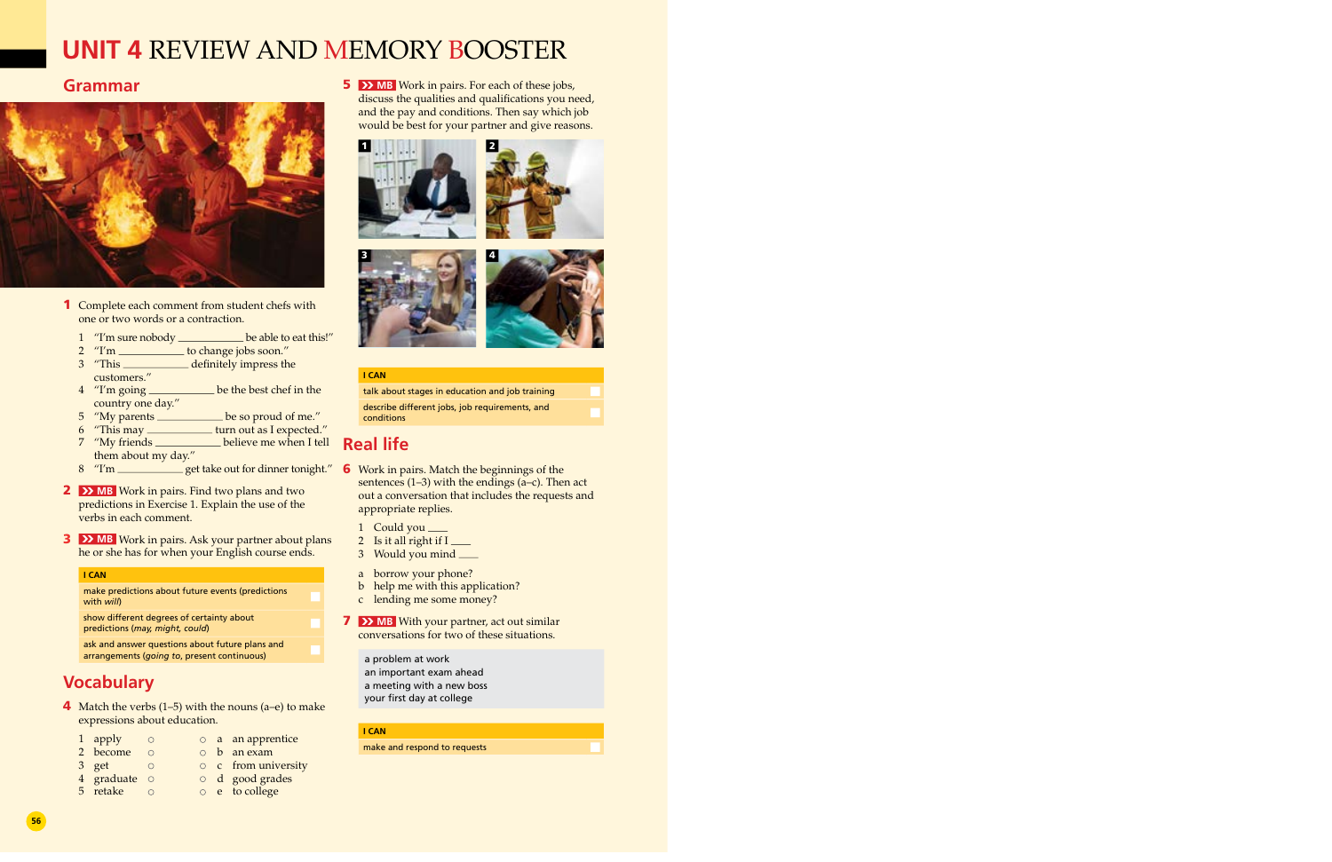# UNIT 4 REVIEW AND MEMORY BOOSTER

## Grammar

**1** Complete each comment from student chefs with one or two words or a contraction.

1. "I'm sure nobody __________ be able to eat this!"
2. "I'm __________ to change jobs soon."
3. "This __________ definitely impress the customers."
4. "I'm going __________ be the best chef in the country one day."
5. "My parents __________ be so proud of me."
6. "This may __________ turn out as I expected."
7. "My friends __________ believe me when I tell them about my day."
8. "I'm __________ get take out for dinner tonight."

**2** **>> MB** Work in pairs. Find two plans and two predictions in Exercise 1. Explain the use of the verbs in each comment.

**3** **>> MB** Work in pairs. Ask your partner about plans he or she has for when your English course ends.

| I CAN | |
|---|---|
| make predictions about future events (predictions with *will*) | ☐ |
| show different degrees of certainty about predictions (*may, might, could*) | ☐ |
| ask and answer questions about future plans and arrangements (*going to*, present continuous) | ☐ |

## Vocabulary

**4** Match the verbs (1–5) with the nouns (a–e) to make expressions about education.

1. apply
2. become
3. get
4. graduate
5. retake

a. an apprentice
b. an exam
c. from university
d. good grades
e. to college

**5** **>> MB** Work in pairs. For each of these jobs, discuss the qualities and qualifications you need, and the pay and conditions. Then say which job would be best for your partner and give reasons.

1 2 3 4

| I CAN | |
|---|---|
| talk about stages in education and job training | ☐ |
| describe different jobs, job requirements, and conditions | ☐ |

## Real life

**6** Work in pairs. Match the beginnings of the sentences (1–3) with the endings (a–c). Then act out a conversation that includes the requests and appropriate replies.

1. Could you ____
2. Is it all right if I ____
3. Would you mind ____

a. borrow your phone?
b. help me with this application?
c. lending me some money?

**7** **>> MB** With your partner, act out similar conversations for two of these situations.

a problem at work
an important exam ahead
a meeting with a new boss
your first day at college

| I CAN | |
|---|---|
| make and respond to requests | ☐ |